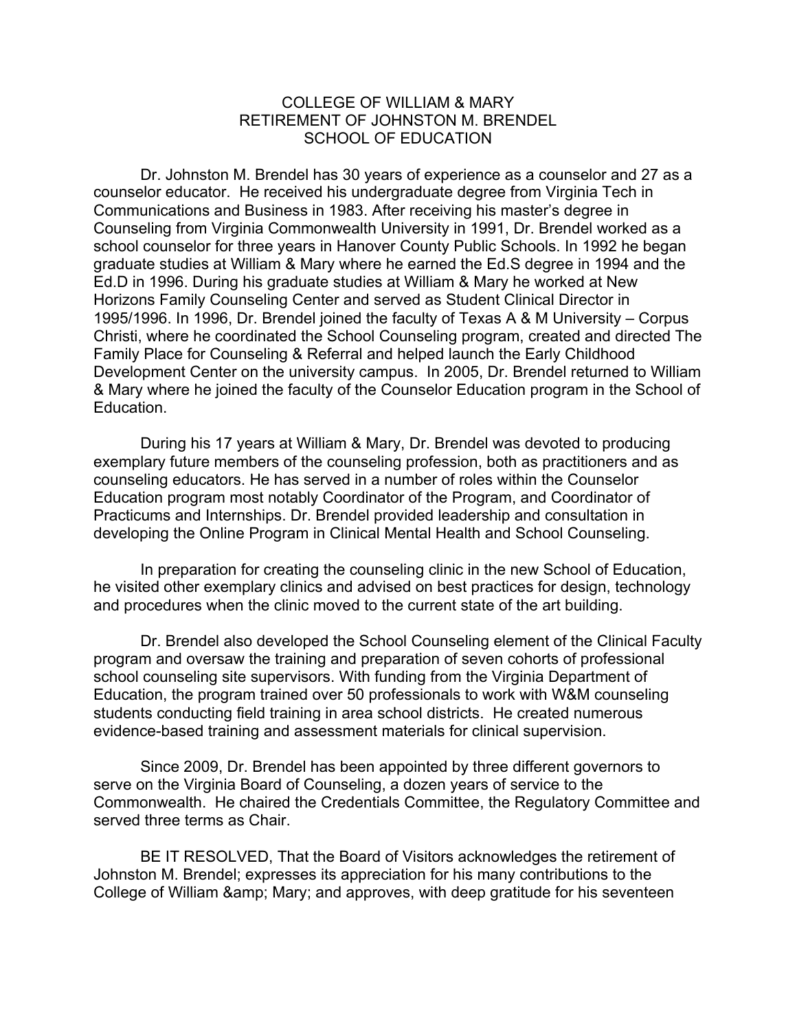COLLEGE OF WILLIAM & MARY
RETIREMENT OF JOHNSTON M. BRENDEL
SCHOOL OF EDUCATION

Dr. Johnston M. Brendel has 30 years of experience as a counselor and 27 as a counselor educator. He received his undergraduate degree from Virginia Tech in Communications and Business in 1983. After receiving his master's degree in Counseling from Virginia Commonwealth University in 1991, Dr. Brendel worked as a school counselor for three years in Hanover County Public Schools. In 1992 he began graduate studies at William & Mary where he earned the Ed.S degree in 1994 and the Ed.D in 1996. During his graduate studies at William & Mary he worked at New Horizons Family Counseling Center and served as Student Clinical Director in 1995/1996. In 1996, Dr. Brendel joined the faculty of Texas A & M University – Corpus Christi, where he coordinated the School Counseling program, created and directed The Family Place for Counseling & Referral and helped launch the Early Childhood Development Center on the university campus. In 2005, Dr. Brendel returned to William & Mary where he joined the faculty of the Counselor Education program in the School of Education.

During his 17 years at William & Mary, Dr. Brendel was devoted to producing exemplary future members of the counseling profession, both as practitioners and as counseling educators. He has served in a number of roles within the Counselor Education program most notably Coordinator of the Program, and Coordinator of Practicums and Internships. Dr. Brendel provided leadership and consultation in developing the Online Program in Clinical Mental Health and School Counseling.

In preparation for creating the counseling clinic in the new School of Education, he visited other exemplary clinics and advised on best practices for design, technology and procedures when the clinic moved to the current state of the art building.

Dr. Brendel also developed the School Counseling element of the Clinical Faculty program and oversaw the training and preparation of seven cohorts of professional school counseling site supervisors. With funding from the Virginia Department of Education, the program trained over 50 professionals to work with W&M counseling students conducting field training in area school districts. He created numerous evidence-based training and assessment materials for clinical supervision.

Since 2009, Dr. Brendel has been appointed by three different governors to serve on the Virginia Board of Counseling, a dozen years of service to the Commonwealth. He chaired the Credentials Committee, the Regulatory Committee and served three terms as Chair.

BE IT RESOLVED, That the Board of Visitors acknowledges the retirement of Johnston M. Brendel; expresses its appreciation for his many contributions to the College of William &amp; Mary; and approves, with deep gratitude for his seventeen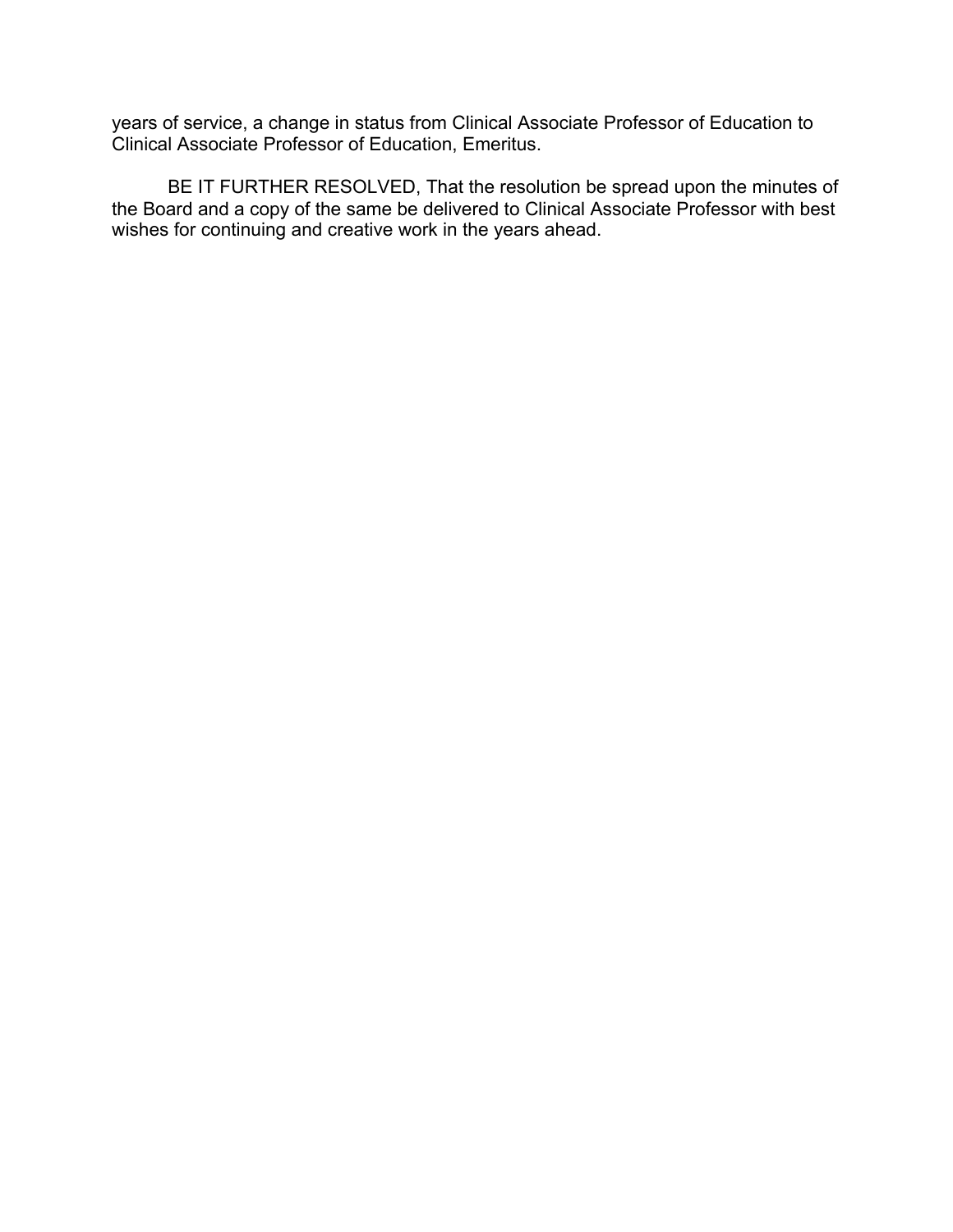years of service, a change in status from Clinical Associate Professor of Education to Clinical Associate Professor of Education, Emeritus.

BE IT FURTHER RESOLVED, That the resolution be spread upon the minutes of the Board and a copy of the same be delivered to Clinical Associate Professor with best wishes for continuing and creative work in the years ahead.